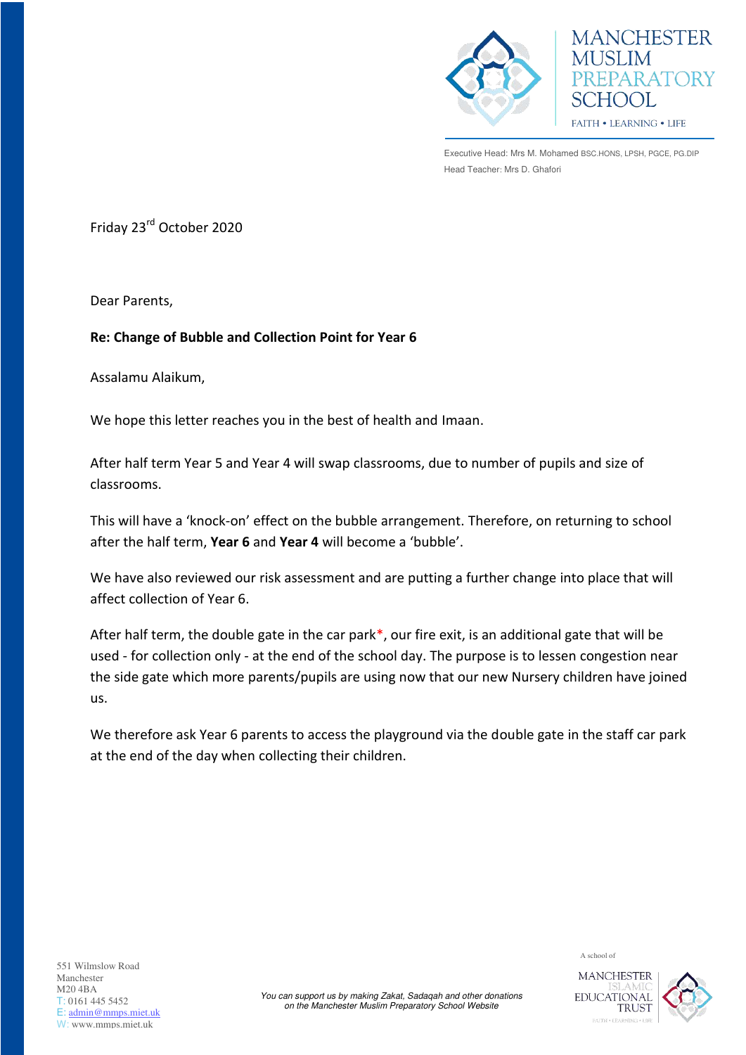MANCHESTER MUSLIM PREPARATORY SCHOOL

FAITH • LEARNING • LIFE

Executive Head: Mrs M. Mohamed BSC.HONS, LPSH, PGCE, PG.DIP
Head Teacher: Mrs D. Ghafori

Friday 23rd October 2020

Dear Parents,

**Re: Change of Bubble and Collection Point for Year 6**

Assalamu Alaikum,

We hope this letter reaches you in the best of health and Imaan.

After half term Year 5 and Year 4 will swap classrooms, due to number of pupils and size of classrooms.

This will have a 'knock-on' effect on the bubble arrangement. Therefore, on returning to school after the half term, **Year 6** and **Year 4** will become a 'bubble'.

We have also reviewed our risk assessment and are putting a further change into place that will affect collection of Year 6.

After half term, the double gate in the car park*, our fire exit, is an additional gate that will be used - for collection only - at the end of the school day. The purpose is to lessen congestion near the side gate which more parents/pupils are using now that our new Nursery children have joined us.

We therefore ask Year 6 parents to access the playground via the double gate in the staff car park at the end of the day when collecting their children.

551 Wilmslow Road
Manchester
M20 4BA
T: 0161 445 5452
E: admin@mmps.miet.uk
W: www.mmps.miet.uk

*You can support us by making Zakat, Sadaqah and other donations on the Manchester Muslim Preparatory School Website*

A school of
MANCHESTER ISLAMIC EDUCATIONAL TRUST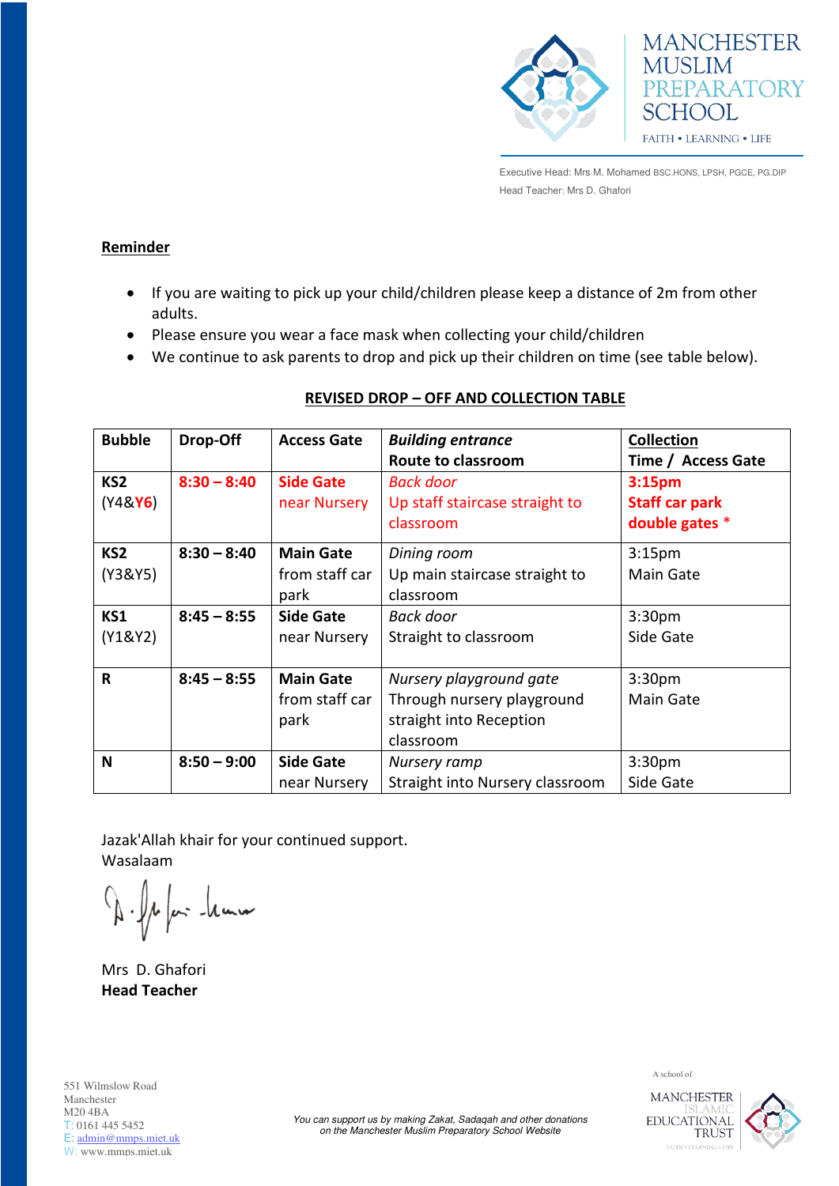MANCHESTER MUSLIM PREPARATORY SCHOOL

FAITH • LEARNING • LIFE

Executive Head: Mrs M. Mohamed BSC.HONS, LPSH, PGCE, PG.DIP
Head Teacher: Mrs D. Ghafori

**Reminder**

- If you are waiting to pick up your child/children please keep a distance of 2m from other adults.
- Please ensure you wear a face mask when collecting your child/children
- We continue to ask parents to drop and pick up their children on time (see table below).

**REVISED DROP – OFF AND COLLECTION TABLE**

| **Bubble** | **Drop-Off** | **Access Gate** | ***Building entrance*** **Route to classroom** | **Collection Time / Access Gate** |
|---|---|---|---|---|
| **KS2** (Y4&**Y6**) | **8:30 – 8:40** | **Side Gate** near Nursery | *Back door* Up staff staircase straight to classroom | **3:15pm Staff car park double gates** * |
| **KS2** (Y3&Y5) | **8:30 – 8:40** | **Main Gate** from staff car park | *Dining room* Up main staircase straight to classroom | 3:15pm Main Gate |
| **KS1** (Y1&Y2) | **8:45 – 8:55** | **Side Gate** near Nursery | *Back door* Straight to classroom | 3:30pm Side Gate |
| **R** | **8:45 – 8:55** | **Main Gate** from staff car park | *Nursery playground gate* Through nursery playground straight into Reception classroom | 3:30pm Main Gate |
| **N** | **8:50 – 9:00** | **Side Gate** near Nursery | *Nursery ramp* Straight into Nursery classroom | 3:30pm Side Gate |

Jazak'Allah khair for your continued support.
Wasalaam

Mrs D. Ghafori
**Head Teacher**

551 Wilmslow Road
Manchester
M20 4BA
T: 0161 445 5452
E: admin@mmps.miet.uk
W: www.mmps.miet.uk

*You can support us by making Zakat, Sadaqah and other donations on the Manchester Muslim Preparatory School Website*

A school of MANCHESTER ISLAMIC EDUCATIONAL TRUST